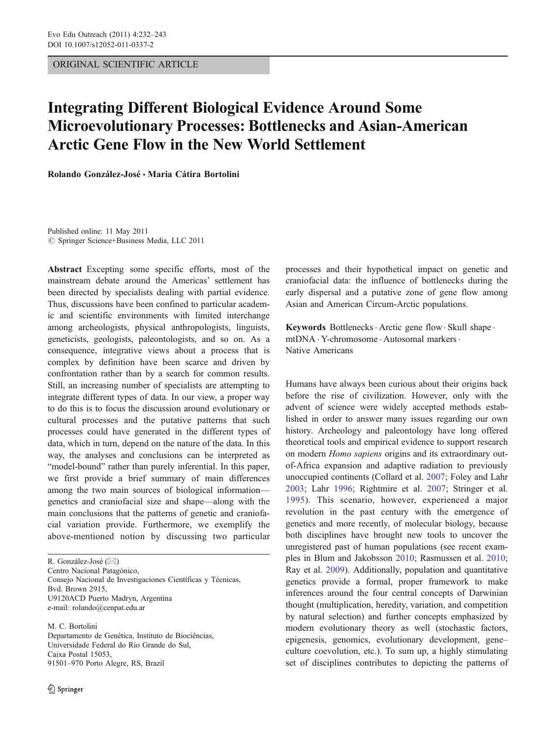ORIGINAL SCIENTIFIC ARTICLE

# Integrating Different Biological Evidence Around Some Microevolutionary Processes: Bottlenecks and Asian-American Arctic Gene Flow in the New World Settlement

**Rolando González-José · Maria Cátira Bortolini**

Published online: 11 May 2011
© Springer Science+Business Media, LLC 2011

**Abstract** Excepting some specific efforts, most of the mainstream debate around the Americas' settlement has been directed by specialists dealing with partial evidence. Thus, discussions have been confined to particular academic and scientific environments with limited interchange among archeologists, physical anthropologists, linguists, geneticists, geologists, paleontologists, and so on. As a consequence, integrative views about a process that is complex by definition have been scarce and driven by confrontation rather than by a search for common results. Still, an increasing number of specialists are attempting to integrate different types of data. In our view, a proper way to do this is to focus the discussion around evolutionary or cultural processes and the putative patterns that such processes could have generated in the different types of data, which in turn, depend on the nature of the data. In this way, the analyses and conclusions can be interpreted as "model-bound" rather than purely inferential. In this paper, we first provide a brief summary of main differences among the two main sources of biological information—genetics and craniofacial size and shape—along with the main conclusions that the patterns of genetic and craniofacial variation provide. Furthermore, we exemplify the above-mentioned notion by discussing two particular processes and their hypothetical impact on genetic and craniofacial data: the influence of bottlenecks during the early dispersal and a putative zone of gene flow among Asian and American Circum-Arctic populations.

**Keywords** Bottlenecks · Arctic gene flow · Skull shape · mtDNA · Y-chromosome · Autosomal markers · Native Americans

R. González-José (✉)
Centro Nacional Patagónico,
Consejo Nacional de Investigaciones Científicas y Técnicas,
Bvd. Brown 2915,
U9120ACD Puerto Madryn, Argentina
e-mail: rolando@cenpat.edu.ar

M. C. Bortolini
Departamento de Genética, Instituto de Biociências,
Universidade Federal do Rio Grande do Sul,
Caixa Postal 15053,
91501–970 Porto Alegre, RS, Brazil

Humans have always been curious about their origins back before the rise of civilization. However, only with the advent of science were widely accepted methods established in order to answer many issues regarding our own history. Archeology and paleontology have long offered theoretical tools and empirical evidence to support research on modern *Homo sapiens* origins and its extraordinary out-of-Africa expansion and adaptive radiation to previously unoccupied continents (Collard et al. 2007; Foley and Lahr 2003; Lahr 1996; Rightmire et al. 2007; Stringer et al. 1995). This scenario, however, experienced a major revolution in the past century with the emergence of genetics and more recently, of molecular biology, because both disciplines have brought new tools to uncover the unregistered past of human populations (see recent examples in Blum and Jakobsson 2010; Rasmussen et al. 2010; Ray et al. 2009). Additionally, population and quantitative genetics provide a formal, proper framework to make inferences around the four central concepts of Darwinian thought (multiplication, heredity, variation, and competition by natural selection) and further concepts emphasized by modern evolutionary theory as well (stochastic factors, epigenesis, genomics, evolutionary development, gene–culture coevolution, etc.). To sum up, a highly stimulating set of disciplines contributes to depicting the patterns of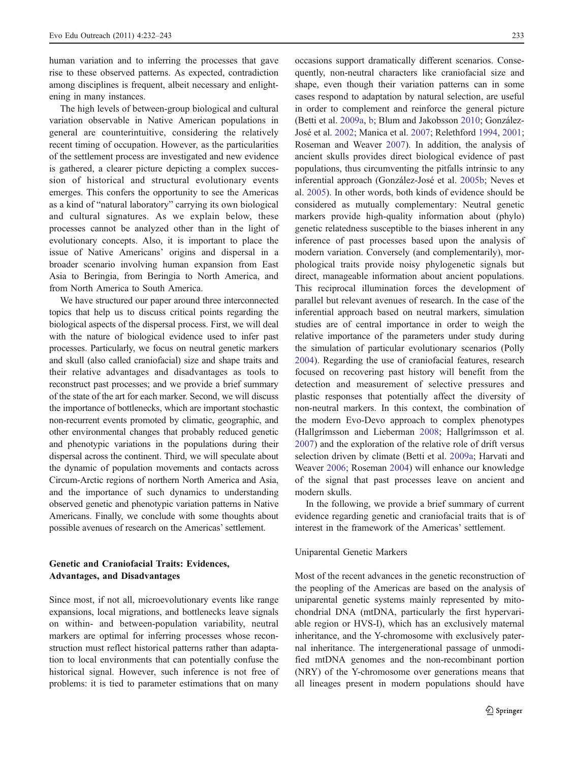human variation and to inferring the processes that gave rise to these observed patterns. As expected, contradiction among disciplines is frequent, albeit necessary and enlightening in many instances.

The high levels of between-group biological and cultural variation observable in Native American populations in general are counterintuitive, considering the relatively recent timing of occupation. However, as the particularities of the settlement process are investigated and new evidence is gathered, a clearer picture depicting a complex succession of historical and structural evolutionary events emerges. This confers the opportunity to see the Americas as a kind of "natural laboratory" carrying its own biological and cultural signatures. As we explain below, these processes cannot be analyzed other than in the light of evolutionary concepts. Also, it is important to place the issue of Native Americans' origins and dispersal in a broader scenario involving human expansion from East Asia to Beringia, from Beringia to North America, and from North America to South America.

We have structured our paper around three interconnected topics that help us to discuss critical points regarding the biological aspects of the dispersal process. First, we will deal with the nature of biological evidence used to infer past processes. Particularly, we focus on neutral genetic markers and skull (also called craniofacial) size and shape traits and their relative advantages and disadvantages as tools to reconstruct past processes; and we provide a brief summary of the state of the art for each marker. Second, we will discuss the importance of bottlenecks, which are important stochastic non-recurrent events promoted by climatic, geographic, and other environmental changes that probably reduced genetic and phenotypic variations in the populations during their dispersal across the continent. Third, we will speculate about the dynamic of population movements and contacts across Circum-Arctic regions of northern North America and Asia, and the importance of such dynamics to understanding observed genetic and phenotypic variation patterns in Native Americans. Finally, we conclude with some thoughts about possible avenues of research on the Americas' settlement.

## Genetic and Craniofacial Traits: Evidences, Advantages, and Disadvantages

Since most, if not all, microevolutionary events like range expansions, local migrations, and bottlenecks leave signals on within- and between-population variability, neutral markers are optimal for inferring processes whose reconstruction must reflect historical patterns rather than adaptation to local environments that can potentially confuse the historical signal. However, such inference is not free of problems: it is tied to parameter estimations that on many occasions support dramatically different scenarios. Consequently, non-neutral characters like craniofacial size and shape, even though their variation patterns can in some cases respond to adaptation by natural selection, are useful in order to complement and reinforce the general picture (Betti et al. 2009a, b; Blum and Jakobsson 2010; González-José et al. 2002; Manica et al. 2007; Relethford 1994, 2001; Roseman and Weaver 2007). In addition, the analysis of ancient skulls provides direct biological evidence of past populations, thus circumventing the pitfalls intrinsic to any inferential approach (González-José et al. 2005b; Neves et al. 2005). In other words, both kinds of evidence should be considered as mutually complementary: Neutral genetic markers provide high-quality information about (phylo) genetic relatedness susceptible to the biases inherent in any inference of past processes based upon the analysis of modern variation. Conversely (and complementarily), morphological traits provide noisy phylogenetic signals but direct, manageable information about ancient populations. This reciprocal illumination forces the development of parallel but relevant avenues of research. In the case of the inferential approach based on neutral markers, simulation studies are of central importance in order to weigh the relative importance of the parameters under study during the simulation of particular evolutionary scenarios (Polly 2004). Regarding the use of craniofacial features, research focused on recovering past history will benefit from the detection and measurement of selective pressures and plastic responses that potentially affect the diversity of non-neutral markers. In this context, the combination of the modern Evo-Devo approach to complex phenotypes (Hallgrímsson and Lieberman 2008; Hallgrímsson et al. 2007) and the exploration of the relative role of drift versus selection driven by climate (Betti et al. 2009a; Harvati and Weaver 2006; Roseman 2004) will enhance our knowledge of the signal that past processes leave on ancient and modern skulls.

In the following, we provide a brief summary of current evidence regarding genetic and craniofacial traits that is of interest in the framework of the Americas' settlement.

### Uniparental Genetic Markers

Most of the recent advances in the genetic reconstruction of the peopling of the Americas are based on the analysis of uniparental genetic systems mainly represented by mitochondrial DNA (mtDNA, particularly the first hypervariable region or HVS-I), which has an exclusively maternal inheritance, and the Y-chromosome with exclusively paternal inheritance. The intergenerational passage of unmodified mtDNA genomes and the non-recombinant portion (NRY) of the Y-chromosome over generations means that all lineages present in modern populations should have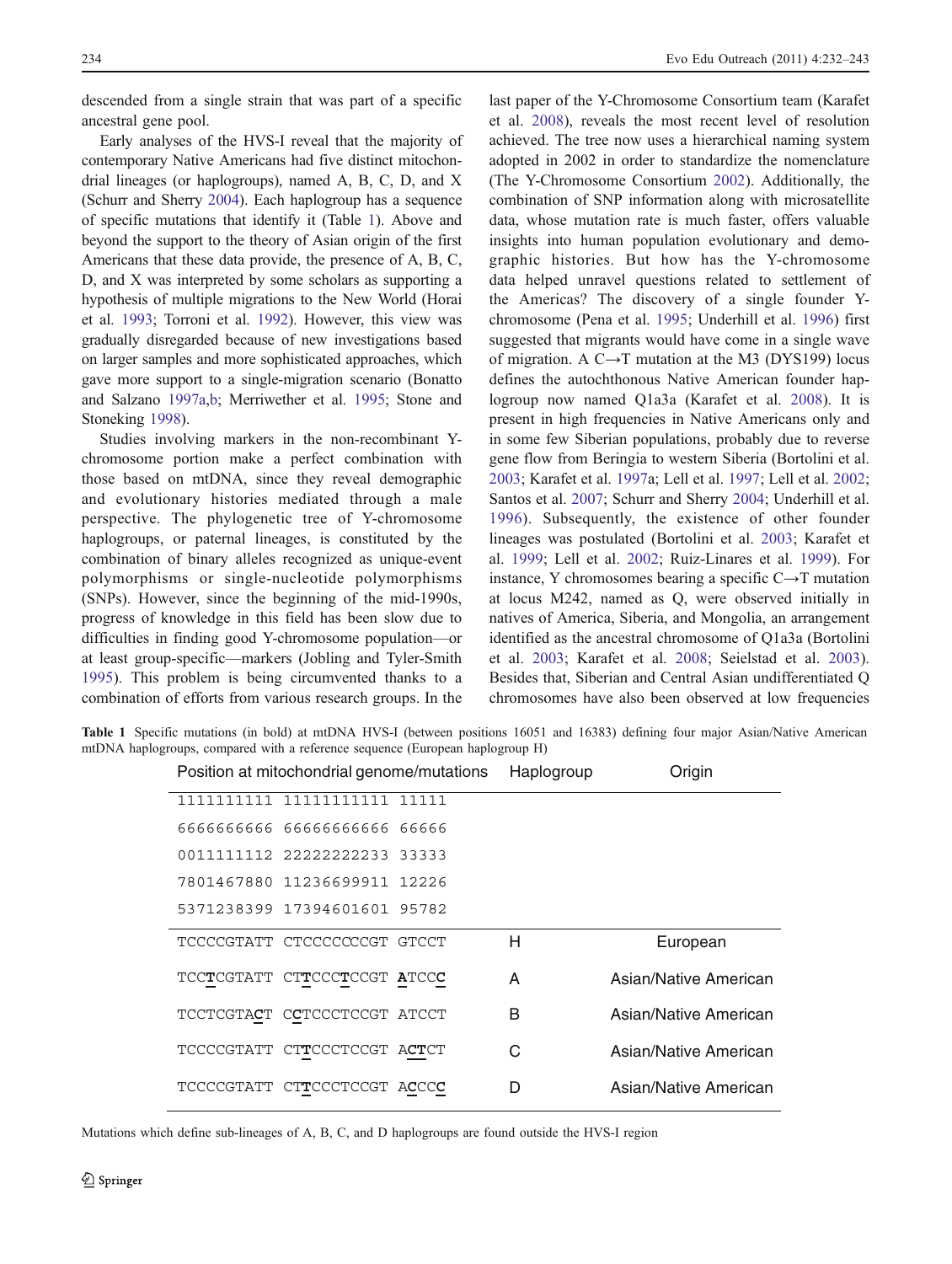descended from a single strain that was part of a specific ancestral gene pool.

Early analyses of the HVS-I reveal that the majority of contemporary Native Americans had five distinct mitochondrial lineages (or haplogroups), named A, B, C, D, and X (Schurr and Sherry 2004). Each haplogroup has a sequence of specific mutations that identify it (Table 1). Above and beyond the support to the theory of Asian origin of the first Americans that these data provide, the presence of A, B, C, D, and X was interpreted by some scholars as supporting a hypothesis of multiple migrations to the New World (Horai et al. 1993; Torroni et al. 1992). However, this view was gradually disregarded because of new investigations based on larger samples and more sophisticated approaches, which gave more support to a single-migration scenario (Bonatto and Salzano 1997a,b; Merriwether et al. 1995; Stone and Stoneking 1998).

Studies involving markers in the non-recombinant Y-chromosome portion make a perfect combination with those based on mtDNA, since they reveal demographic and evolutionary histories mediated through a male perspective. The phylogenetic tree of Y-chromosome haplogroups, or paternal lineages, is constituted by the combination of binary alleles recognized as unique-event polymorphisms or single-nucleotide polymorphisms (SNPs). However, since the beginning of the mid-1990s, progress of knowledge in this field has been slow due to difficulties in finding good Y-chromosome population—or at least group-specific—markers (Jobling and Tyler-Smith 1995). This problem is being circumvented thanks to a combination of efforts from various research groups. In the last paper of the Y-Chromosome Consortium team (Karafet et al. 2008), reveals the most recent level of resolution achieved. The tree now uses a hierarchical naming system adopted in 2002 in order to standardize the nomenclature (The Y-Chromosome Consortium 2002). Additionally, the combination of SNP information along with microsatellite data, whose mutation rate is much faster, offers valuable insights into human population evolutionary and demographic histories. But how has the Y-chromosome data helped unravel questions related to settlement of the Americas? The discovery of a single founder Y-chromosome (Pena et al. 1995; Underhill et al. 1996) first suggested that migrants would have come in a single wave of migration. A C→T mutation at the M3 (DYS199) locus defines the autochthonous Native American founder haplogroup now named Q1a3a (Karafet et al. 2008). It is present in high frequencies in Native Americans only and in some few Siberian populations, probably due to reverse gene flow from Beringia to western Siberia (Bortolini et al. 2003; Karafet et al. 1997a; Lell et al. 1997; Lell et al. 2002; Santos et al. 2007; Schurr and Sherry 2004; Underhill et al. 1996). Subsequently, the existence of other founder lineages was postulated (Bortolini et al. 2003; Karafet et al. 1999; Lell et al. 2002; Ruiz-Linares et al. 1999). For instance, Y chromosomes bearing a specific C→T mutation at locus M242, named as Q, were observed initially in natives of America, Siberia, and Mongolia, an arrangement identified as the ancestral chromosome of Q1a3a (Bortolini et al. 2003; Karafet et al. 2008; Seielstad et al. 2003). Besides that, Siberian and Central Asian undifferentiated Q chromosomes have also been observed at low frequencies

**Table 1** Specific mutations (in bold) at mtDNA HVS-I (between positions 16051 and 16383) defining four major Asian/Native American mtDNA haplogroups, compared with a reference sequence (European haplogroup H)

| Position at mitochondrial genome/mutations | Haplogroup | Origin |
|---|---|---|
| 1111111111 11111111111 11111 | | |
| 6666666666 66666666666 66666 | | |
| 0011111112 22222222233 33333 | | |
| 7801467880 11236699911 12226 | | |
| 5371238399 17394601601 95782 | | |
| TCCCCGTATT CTCCCCCCCGT GTCCT | H | European |
| TCC**T**CGTATT CT**T**CCC**T**CCGT **A**TCC**C** | A | Asian/Native American |
| TCCTCGTA**C**T C**C**TCCCTCCGT ATCCT | B | Asian/Native American |
| TCCCCGTATT CT**T**CCCTCCGT A**CT**CT | C | Asian/Native American |
| TCCCCGTATT CT**T**CCCTCCGT A**C**CC**C** | D | Asian/Native American |

Mutations which define sub-lineages of A, B, C, and D haplogroups are found outside the HVS-I region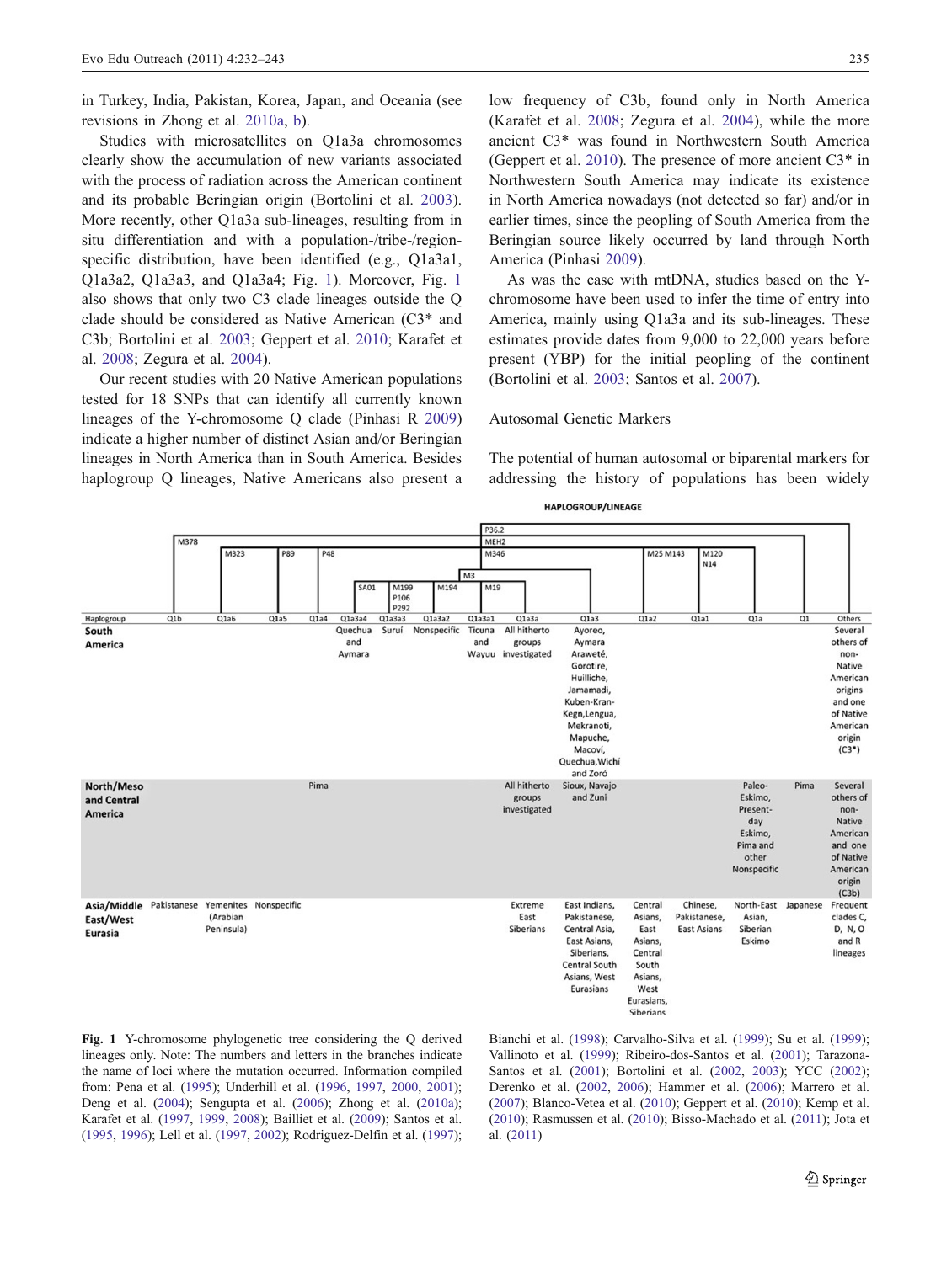in Turkey, India, Pakistan, Korea, Japan, and Oceania (see revisions in Zhong et al. 2010a, b).

Studies with microsatellites on Q1a3a chromosomes clearly show the accumulation of new variants associated with the process of radiation across the American continent and its probable Beringian origin (Bortolini et al. 2003). More recently, other Q1a3a sub-lineages, resulting from in situ differentiation and with a population-/tribe-/region-specific distribution, have been identified (e.g., Q1a3a1, Q1a3a2, Q1a3a3, and Q1a3a4; Fig. 1). Moreover, Fig. 1 also shows that only two C3 clade lineages outside the Q clade should be considered as Native American (C3* and C3b; Bortolini et al. 2003; Geppert et al. 2010; Karafet et al. 2008; Zegura et al. 2004).

Our recent studies with 20 Native American populations tested for 18 SNPs that can identify all currently known lineages of the Y-chromosome Q clade (Pinhasi R 2009) indicate a higher number of distinct Asian and/or Beringian lineages in North America than in South America. Besides haplogroup Q lineages, Native Americans also present a low frequency of C3b, found only in North America (Karafet et al. 2008; Zegura et al. 2004), while the more ancient C3* was found in Northwestern South America (Geppert et al. 2010). The presence of more ancient C3* in Northwestern South America may indicate its existence in North America nowadays (not detected so far) and/or in earlier times, since the peopling of South America from the Beringian source likely occurred by land through North America (Pinhasi 2009).

As was the case with mtDNA, studies based on the Y-chromosome have been used to infer the time of entry into America, mainly using Q1a3a and its sub-lineages. These estimates provide dates from 9,000 to 22,000 years before present (YBP) for the initial peopling of the continent (Bortolini et al. 2003; Santos et al. 2007).

## Autosomal Genetic Markers

The potential of human autosomal or biparental markers for addressing the history of populations has been widely

**HAPLOGROUP/LINEAGE**

| Haplogroup | Q1b | Q1a6 | Q1a5 | Q1a4 | Q1a3a4 | Q1a3a3 | Q1a3a2 | Q1a3a1 | Q1a3a | Q1a3 | Q1a2 | Q1a1 | Q1a | Q1 | Others |
|---|---|---|---|---|---|---|---|---|---|---|---|---|---|---|---|
| | M378 | M323 | P89 | P48 | SA01 | M199 P106 P292 | M194 | M19 | M3 | M346 | M25 M143 | M120 N14 | MEH2 | P36.2 | |
| **South America** | | | | | Quechua and Aymara | Suruí | Nonspecific | Ticuna and Wayuu | All hitherto groups investigated | Ayoreo, Aymara Araweté, Gorotire, Huilliche, Jamamadi, Kuben-Kran-Kegn, Lengua, Mekranoti, Mapuche, Macovi, Quechua, Wichí and Zoró | | | | | Several others of non-Native American origins and one of Native American origin (C3*) |
| **North/Meso and Central America** | | | | Pima | | | | | All hitherto groups investigated | Sioux, Navajo and Zuni | | | Paleo-Eskimo, Present-day Eskimo, Pima and other Nonspecific | Pima | Several others of non-Native American and one of Native American origin (C3b) |
| **Asia/Middle East/West Eurasia** | Pakistanese | Yemenites (Arabian Peninsula) | Nonspecific | | | | | | Extreme East Siberians | East Indians, Pakistanese, Central Asia, East Asians, Siberians, Central South Asians, West Eurasians | Central Asians, East Asians, Central South Asians, West Eurasians, Siberians | Chinese, Pakistanese, East Asians | North-East Asian, Siberian Eskimo | Japanese | Frequent clades C, D, N, O and R lineages |

**Fig. 1** Y-chromosome phylogenetic tree considering the Q derived lineages only. Note: The numbers and letters in the branches indicate the name of loci where the mutation occurred. Information compiled from: Pena et al. (1995); Underhill et al. (1996, 1997, 2000, 2001); Deng et al. (2004); Sengupta et al. (2006); Zhong et al. (2010a); Karafet et al. (1997, 1999, 2008); Bailliet et al. (2009); Santos et al. (1995, 1996); Lell et al. (1997, 2002); Rodriguez-Delfin et al. (1997); Bianchi et al. (1998); Carvalho-Silva et al. (1999); Su et al. (1999); Vallinoto et al. (1999); Ribeiro-dos-Santos et al. (2001); Tarazona-Santos et al. (2001); Bortolini et al. (2002, 2003); YCC (2002); Derenko et al. (2002, 2006); Hammer et al. (2006); Marrero et al. (2007); Blanco-Vetea et al. (2010); Geppert et al. (2010); Kemp et al. (2010); Rasmussen et al. (2010); Bisso-Machado et al. (2011); Jota et al. (2011)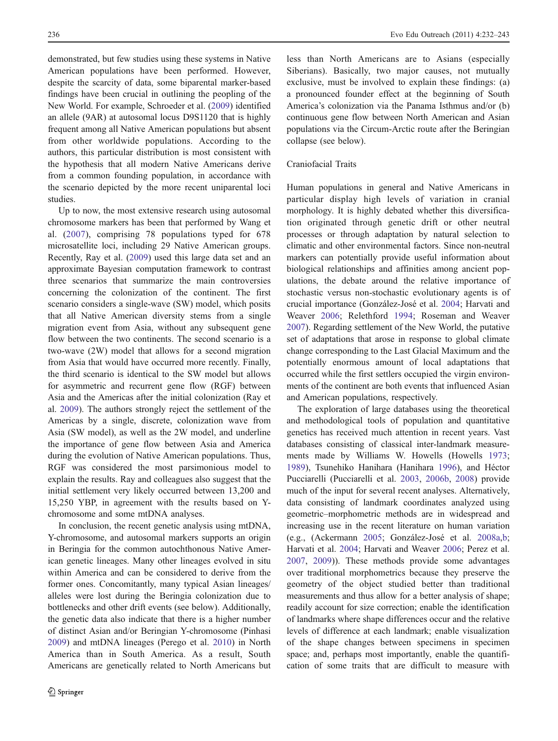demonstrated, but few studies using these systems in Native American populations have been performed. However, despite the scarcity of data, some biparental marker-based findings have been crucial in outlining the peopling of the New World. For example, Schroeder et al. (2009) identified an allele (9AR) at autosomal locus D9S1120 that is highly frequent among all Native American populations but absent from other worldwide populations. According to the authors, this particular distribution is most consistent with the hypothesis that all modern Native Americans derive from a common founding population, in accordance with the scenario depicted by the more recent uniparental loci studies.

Up to now, the most extensive research using autosomal chromosome markers has been that performed by Wang et al. (2007), comprising 78 populations typed for 678 microsatellite loci, including 29 Native American groups. Recently, Ray et al. (2009) used this large data set and an approximate Bayesian computation framework to contrast three scenarios that summarize the main controversies concerning the colonization of the continent. The first scenario considers a single-wave (SW) model, which posits that all Native American diversity stems from a single migration event from Asia, without any subsequent gene flow between the two continents. The second scenario is a two-wave (2W) model that allows for a second migration from Asia that would have occurred more recently. Finally, the third scenario is identical to the SW model but allows for asymmetric and recurrent gene flow (RGF) between Asia and the Americas after the initial colonization (Ray et al. 2009). The authors strongly reject the settlement of the Americas by a single, discrete, colonization wave from Asia (SW model), as well as the 2W model, and underline the importance of gene flow between Asia and America during the evolution of Native American populations. Thus, RGF was considered the most parsimonious model to explain the results. Ray and colleagues also suggest that the initial settlement very likely occurred between 13,200 and 15,250 YBP, in agreement with the results based on Y-chromosome and some mtDNA analyses.

In conclusion, the recent genetic analysis using mtDNA, Y-chromosome, and autosomal markers supports an origin in Beringia for the common autochthonous Native American genetic lineages. Many other lineages evolved in situ within America and can be considered to derive from the former ones. Concomitantly, many typical Asian lineages/alleles were lost during the Beringia colonization due to bottlenecks and other drift events (see below). Additionally, the genetic data also indicate that there is a higher number of distinct Asian and/or Beringian Y-chromosome (Pinhasi 2009) and mtDNA lineages (Perego et al. 2010) in North America than in South America. As a result, South Americans are genetically related to North Americans but less than North Americans are to Asians (especially Siberians). Basically, two major causes, not mutually exclusive, must be involved to explain these findings: (a) a pronounced founder effect at the beginning of South America's colonization via the Panama Isthmus and/or (b) continuous gene flow between North American and Asian populations via the Circum-Arctic route after the Beringian collapse (see below).

## Craniofacial Traits

Human populations in general and Native Americans in particular display high levels of variation in cranial morphology. It is highly debated whether this diversification originated through genetic drift or other neutral processes or through adaptation by natural selection to climatic and other environmental factors. Since non-neutral markers can potentially provide useful information about biological relationships and affinities among ancient populations, the debate around the relative importance of stochastic versus non-stochastic evolutionary agents is of crucial importance (González-José et al. 2004; Harvati and Weaver 2006; Relethford 1994; Roseman and Weaver 2007). Regarding settlement of the New World, the putative set of adaptations that arose in response to global climate change corresponding to the Last Glacial Maximum and the potentially enormous amount of local adaptations that occurred while the first settlers occupied the virgin environments of the continent are both events that influenced Asian and American populations, respectively.

The exploration of large databases using the theoretical and methodological tools of population and quantitative genetics has received much attention in recent years. Vast databases consisting of classical inter-landmark measurements made by Williams W. Howells (Howells 1973; 1989), Tsunehiko Hanihara (Hanihara 1996), and Héctor Pucciarelli (Pucciarelli et al. 2003, 2006b, 2008) provide much of the input for several recent analyses. Alternatively, data consisting of landmark coordinates analyzed using geometric–morphometric methods are in widespread and increasing use in the recent literature on human variation (e.g., (Ackermann 2005; González-José et al. 2008a,b; Harvati et al. 2004; Harvati and Weaver 2006; Perez et al. 2007, 2009)). These methods provide some advantages over traditional morphometrics because they preserve the geometry of the object studied better than traditional measurements and thus allow for a better analysis of shape; readily account for size correction; enable the identification of landmarks where shape differences occur and the relative levels of difference at each landmark; enable visualization of the shape changes between specimens in specimen space; and, perhaps most importantly, enable the quantification of some traits that are difficult to measure with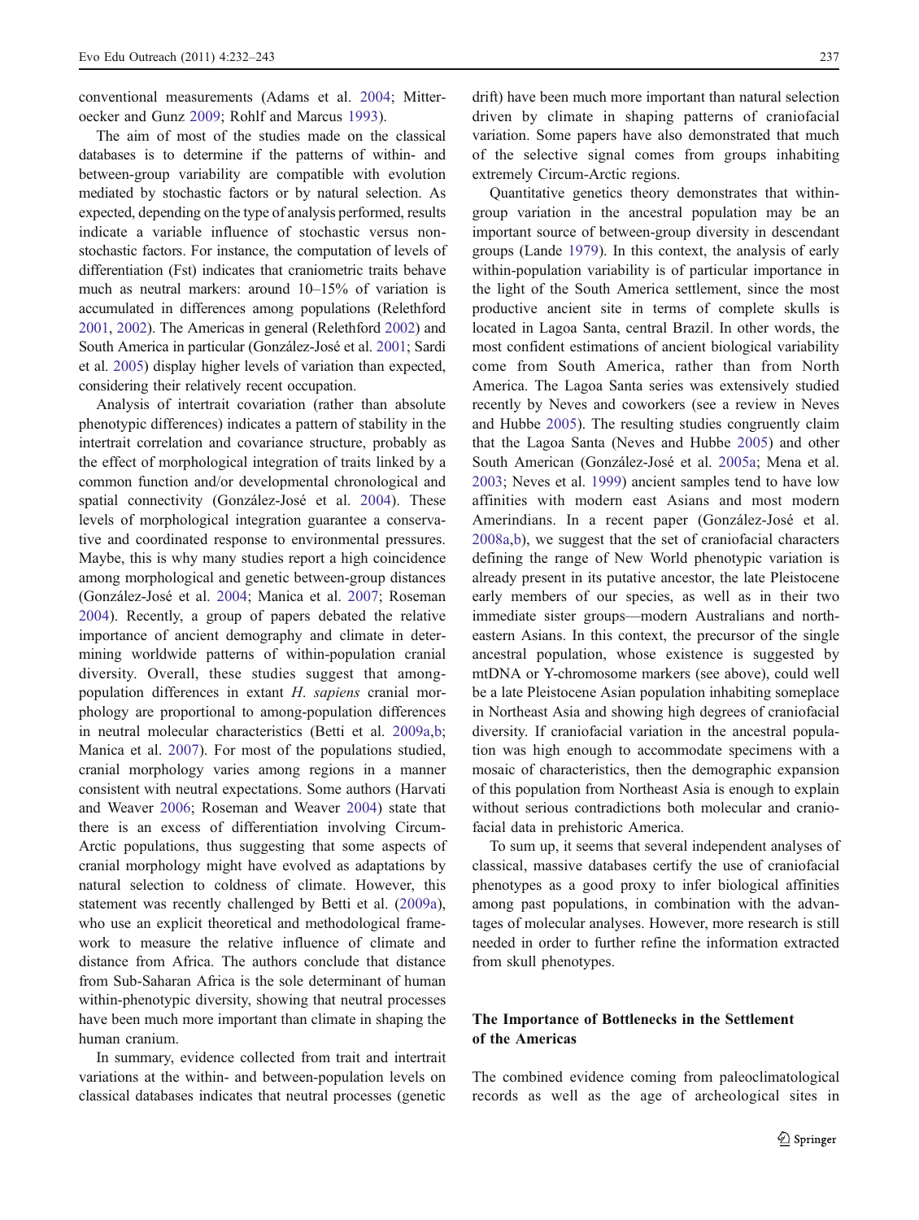conventional measurements (Adams et al. 2004; Mitteroecker and Gunz 2009; Rohlf and Marcus 1993).

The aim of most of the studies made on the classical databases is to determine if the patterns of within- and between-group variability are compatible with evolution mediated by stochastic factors or by natural selection. As expected, depending on the type of analysis performed, results indicate a variable influence of stochastic versus non-stochastic factors. For instance, the computation of levels of differentiation (Fst) indicates that craniometric traits behave much as neutral markers: around 10–15% of variation is accumulated in differences among populations (Relethford 2001, 2002). The Americas in general (Relethford 2002) and South America in particular (González-José et al. 2001; Sardi et al. 2005) display higher levels of variation than expected, considering their relatively recent occupation.

Analysis of intertrait covariation (rather than absolute phenotypic differences) indicates a pattern of stability in the intertrait correlation and covariance structure, probably as the effect of morphological integration of traits linked by a common function and/or developmental chronological and spatial connectivity (González-José et al. 2004). These levels of morphological integration guarantee a conservative and coordinated response to environmental pressures. Maybe, this is why many studies report a high coincidence among morphological and genetic between-group distances (González-José et al. 2004; Manica et al. 2007; Roseman 2004). Recently, a group of papers debated the relative importance of ancient demography and climate in determining worldwide patterns of within-population cranial diversity. Overall, these studies suggest that among-population differences in extant *H. sapiens* cranial morphology are proportional to among-population differences in neutral molecular characteristics (Betti et al. 2009a,b; Manica et al. 2007). For most of the populations studied, cranial morphology varies among regions in a manner consistent with neutral expectations. Some authors (Harvati and Weaver 2006; Roseman and Weaver 2004) state that there is an excess of differentiation involving Circum-Arctic populations, thus suggesting that some aspects of cranial morphology might have evolved as adaptations by natural selection to coldness of climate. However, this statement was recently challenged by Betti et al. (2009a), who use an explicit theoretical and methodological framework to measure the relative influence of climate and distance from Africa. The authors conclude that distance from Sub-Saharan Africa is the sole determinant of human within-phenotypic diversity, showing that neutral processes have been much more important than climate in shaping the human cranium.

In summary, evidence collected from trait and intertrait variations at the within- and between-population levels on classical databases indicates that neutral processes (genetic drift) have been much more important than natural selection driven by climate in shaping patterns of craniofacial variation. Some papers have also demonstrated that much of the selective signal comes from groups inhabiting extremely Circum-Arctic regions.

Quantitative genetics theory demonstrates that within-group variation in the ancestral population may be an important source of between-group diversity in descendant groups (Lande 1979). In this context, the analysis of early within-population variability is of particular importance in the light of the South America settlement, since the most productive ancient site in terms of complete skulls is located in Lagoa Santa, central Brazil. In other words, the most confident estimations of ancient biological variability come from South America, rather than from North America. The Lagoa Santa series was extensively studied recently by Neves and coworkers (see a review in Neves and Hubbe 2005). The resulting studies congruently claim that the Lagoa Santa (Neves and Hubbe 2005) and other South American (González-José et al. 2005a; Mena et al. 2003; Neves et al. 1999) ancient samples tend to have low affinities with modern east Asians and most modern Amerindians. In a recent paper (González-José et al. 2008a,b), we suggest that the set of craniofacial characters defining the range of New World phenotypic variation is already present in its putative ancestor, the late Pleistocene early members of our species, as well as in their two immediate sister groups—modern Australians and northeastern Asians. In this context, the precursor of the single ancestral population, whose existence is suggested by mtDNA or Y-chromosome markers (see above), could well be a late Pleistocene Asian population inhabiting someplace in Northeast Asia and showing high degrees of craniofacial diversity. If craniofacial variation in the ancestral population was high enough to accommodate specimens with a mosaic of characteristics, then the demographic expansion of this population from Northeast Asia is enough to explain without serious contradictions both molecular and craniofacial data in prehistoric America.

To sum up, it seems that several independent analyses of classical, massive databases certify the use of craniofacial phenotypes as a good proxy to infer biological affinities among past populations, in combination with the advantages of molecular analyses. However, more research is still needed in order to further refine the information extracted from skull phenotypes.

## The Importance of Bottlenecks in the Settlement of the Americas

The combined evidence coming from paleoclimatological records as well as the age of archeological sites in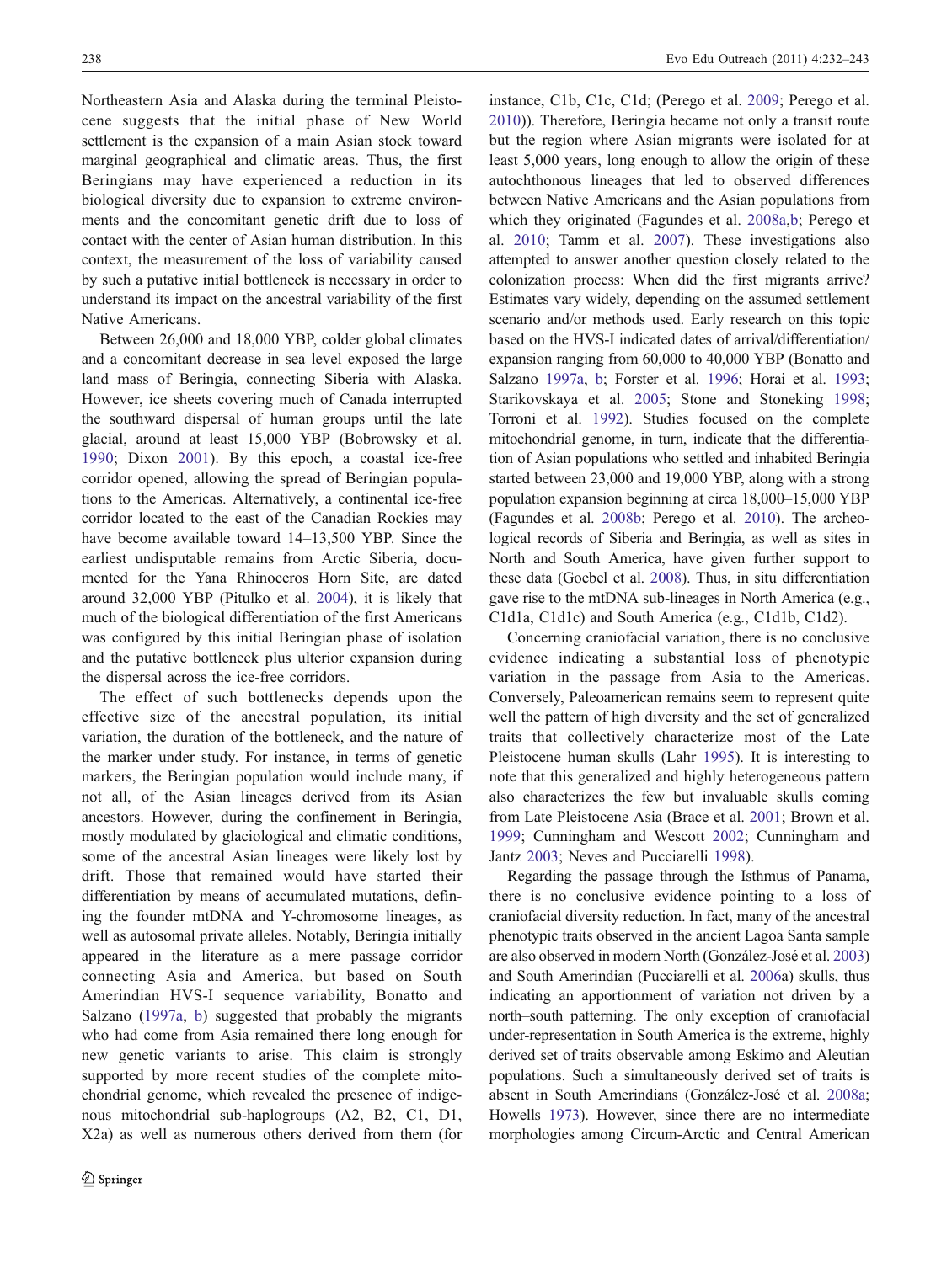Northeastern Asia and Alaska during the terminal Pleistocene suggests that the initial phase of New World settlement is the expansion of a main Asian stock toward marginal geographical and climatic areas. Thus, the first Beringians may have experienced a reduction in its biological diversity due to expansion to extreme environments and the concomitant genetic drift due to loss of contact with the center of Asian human distribution. In this context, the measurement of the loss of variability caused by such a putative initial bottleneck is necessary in order to understand its impact on the ancestral variability of the first Native Americans.

Between 26,000 and 18,000 YBP, colder global climates and a concomitant decrease in sea level exposed the large land mass of Beringia, connecting Siberia with Alaska. However, ice sheets covering much of Canada interrupted the southward dispersal of human groups until the late glacial, around at least 15,000 YBP (Bobrowsky et al. 1990; Dixon 2001). By this epoch, a coastal ice-free corridor opened, allowing the spread of Beringian populations to the Americas. Alternatively, a continental ice-free corridor located to the east of the Canadian Rockies may have become available toward 14–13,500 YBP. Since the earliest undisputable remains from Arctic Siberia, documented for the Yana Rhinoceros Horn Site, are dated around 32,000 YBP (Pitulko et al. 2004), it is likely that much of the biological differentiation of the first Americans was configured by this initial Beringian phase of isolation and the putative bottleneck plus ulterior expansion during the dispersal across the ice-free corridors.

The effect of such bottlenecks depends upon the effective size of the ancestral population, its initial variation, the duration of the bottleneck, and the nature of the marker under study. For instance, in terms of genetic markers, the Beringian population would include many, if not all, of the Asian lineages derived from its Asian ancestors. However, during the confinement in Beringia, mostly modulated by glaciological and climatic conditions, some of the ancestral Asian lineages were likely lost by drift. Those that remained would have started their differentiation by means of accumulated mutations, defining the founder mtDNA and Y-chromosome lineages, as well as autosomal private alleles. Notably, Beringia initially appeared in the literature as a mere passage corridor connecting Asia and America, but based on South Amerindian HVS-I sequence variability, Bonatto and Salzano (1997a, b) suggested that probably the migrants who had come from Asia remained there long enough for new genetic variants to arise. This claim is strongly supported by more recent studies of the complete mitochondrial genome, which revealed the presence of indigenous mitochondrial sub-haplogroups (A2, B2, C1, D1, X2a) as well as numerous others derived from them (for instance, C1b, C1c, C1d; (Perego et al. 2009; Perego et al. 2010)). Therefore, Beringia became not only a transit route but the region where Asian migrants were isolated for at least 5,000 years, long enough to allow the origin of these autochthonous lineages that led to observed differences between Native Americans and the Asian populations from which they originated (Fagundes et al. 2008a,b; Perego et al. 2010; Tamm et al. 2007). These investigations also attempted to answer another question closely related to the colonization process: When did the first migrants arrive? Estimates vary widely, depending on the assumed settlement scenario and/or methods used. Early research on this topic based on the HVS-I indicated dates of arrival/differentiation/expansion ranging from 60,000 to 40,000 YBP (Bonatto and Salzano 1997a, b; Forster et al. 1996; Horai et al. 1993; Starikovskaya et al. 2005; Stone and Stoneking 1998; Torroni et al. 1992). Studies focused on the complete mitochondrial genome, in turn, indicate that the differentiation of Asian populations who settled and inhabited Beringia started between 23,000 and 19,000 YBP, along with a strong population expansion beginning at circa 18,000–15,000 YBP (Fagundes et al. 2008b; Perego et al. 2010). The archeological records of Siberia and Beringia, as well as sites in North and South America, have given further support to these data (Goebel et al. 2008). Thus, in situ differentiation gave rise to the mtDNA sub-lineages in North America (e.g., C1d1a, C1d1c) and South America (e.g., C1d1b, C1d2).

Concerning craniofacial variation, there is no conclusive evidence indicating a substantial loss of phenotypic variation in the passage from Asia to the Americas. Conversely, Paleoamerican remains seem to represent quite well the pattern of high diversity and the set of generalized traits that collectively characterize most of the Late Pleistocene human skulls (Lahr 1995). It is interesting to note that this generalized and highly heterogeneous pattern also characterizes the few but invaluable skulls coming from Late Pleistocene Asia (Brace et al. 2001; Brown et al. 1999; Cunningham and Wescott 2002; Cunningham and Jantz 2003; Neves and Pucciarelli 1998).

Regarding the passage through the Isthmus of Panama, there is no conclusive evidence pointing to a loss of craniofacial diversity reduction. In fact, many of the ancestral phenotypic traits observed in the ancient Lagoa Santa sample are also observed in modern North (González-José et al. 2003) and South Amerindian (Pucciarelli et al. 2006a) skulls, thus indicating an apportionment of variation not driven by a north–south patterning. The only exception of craniofacial under-representation in South America is the extreme, highly derived set of traits observable among Eskimo and Aleutian populations. Such a simultaneously derived set of traits is absent in South Amerindians (González-José et al. 2008a; Howells 1973). However, since there are no intermediate morphologies among Circum-Arctic and Central American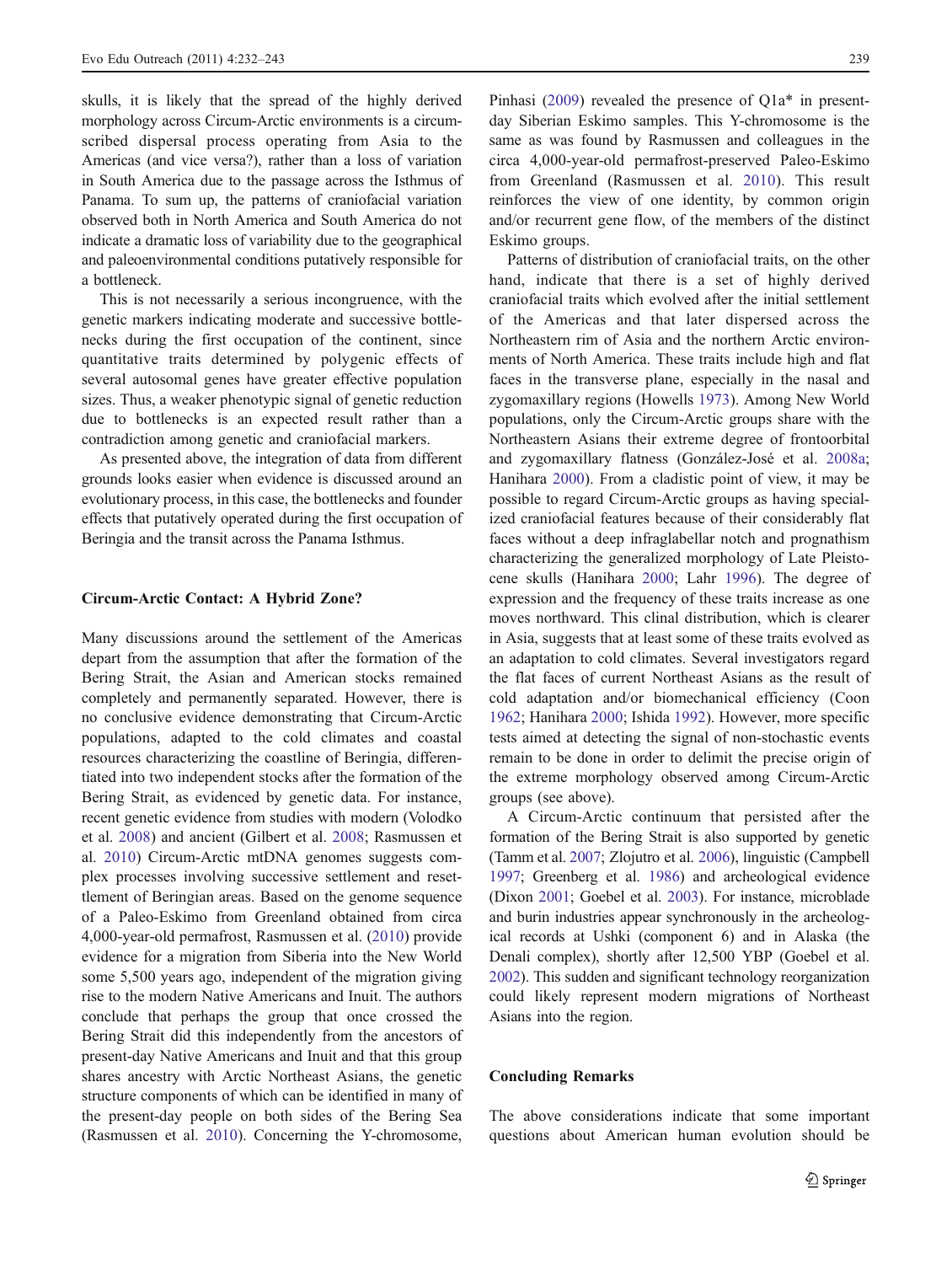skulls, it is likely that the spread of the highly derived morphology across Circum-Arctic environments is a circumscribed dispersal process operating from Asia to the Americas (and vice versa?), rather than a loss of variation in South America due to the passage across the Isthmus of Panama. To sum up, the patterns of craniofacial variation observed both in North America and South America do not indicate a dramatic loss of variability due to the geographical and paleoenvironmental conditions putatively responsible for a bottleneck.

This is not necessarily a serious incongruence, with the genetic markers indicating moderate and successive bottlenecks during the first occupation of the continent, since quantitative traits determined by polygenic effects of several autosomal genes have greater effective population sizes. Thus, a weaker phenotypic signal of genetic reduction due to bottlenecks is an expected result rather than a contradiction among genetic and craniofacial markers.

As presented above, the integration of data from different grounds looks easier when evidence is discussed around an evolutionary process, in this case, the bottlenecks and founder effects that putatively operated during the first occupation of Beringia and the transit across the Panama Isthmus.

## Circum-Arctic Contact: A Hybrid Zone?

Many discussions around the settlement of the Americas depart from the assumption that after the formation of the Bering Strait, the Asian and American stocks remained completely and permanently separated. However, there is no conclusive evidence demonstrating that Circum-Arctic populations, adapted to the cold climates and coastal resources characterizing the coastline of Beringia, differentiated into two independent stocks after the formation of the Bering Strait, as evidenced by genetic data. For instance, recent genetic evidence from studies with modern (Volodko et al. 2008) and ancient (Gilbert et al. 2008; Rasmussen et al. 2010) Circum-Arctic mtDNA genomes suggests complex processes involving successive settlement and resettlement of Beringian areas. Based on the genome sequence of a Paleo-Eskimo from Greenland obtained from circa 4,000-year-old permafrost, Rasmussen et al. (2010) provide evidence for a migration from Siberia into the New World some 5,500 years ago, independent of the migration giving rise to the modern Native Americans and Inuit. The authors conclude that perhaps the group that once crossed the Bering Strait did this independently from the ancestors of present-day Native Americans and Inuit and that this group shares ancestry with Arctic Northeast Asians, the genetic structure components of which can be identified in many of the present-day people on both sides of the Bering Sea (Rasmussen et al. 2010). Concerning the Y-chromosome, Pinhasi (2009) revealed the presence of Q1a* in present-day Siberian Eskimo samples. This Y-chromosome is the same as was found by Rasmussen and colleagues in the circa 4,000-year-old permafrost-preserved Paleo-Eskimo from Greenland (Rasmussen et al. 2010). This result reinforces the view of one identity, by common origin and/or recurrent gene flow, of the members of the distinct Eskimo groups.

Patterns of distribution of craniofacial traits, on the other hand, indicate that there is a set of highly derived craniofacial traits which evolved after the initial settlement of the Americas and that later dispersed across the Northeastern rim of Asia and the northern Arctic environments of North America. These traits include high and flat faces in the transverse plane, especially in the nasal and zygomaxillary regions (Howells 1973). Among New World populations, only the Circum-Arctic groups share with the Northeastern Asians their extreme degree of frontoorbital and zygomaxillary flatness (González-José et al. 2008a; Hanihara 2000). From a cladistic point of view, it may be possible to regard Circum-Arctic groups as having specialized craniofacial features because of their considerably flat faces without a deep infraglabellar notch and prognathism characterizing the generalized morphology of Late Pleistocene skulls (Hanihara 2000; Lahr 1996). The degree of expression and the frequency of these traits increase as one moves northward. This clinal distribution, which is clearer in Asia, suggests that at least some of these traits evolved as an adaptation to cold climates. Several investigators regard the flat faces of current Northeast Asians as the result of cold adaptation and/or biomechanical efficiency (Coon 1962; Hanihara 2000; Ishida 1992). However, more specific tests aimed at detecting the signal of non-stochastic events remain to be done in order to delimit the precise origin of the extreme morphology observed among Circum-Arctic groups (see above).

A Circum-Arctic continuum that persisted after the formation of the Bering Strait is also supported by genetic (Tamm et al. 2007; Zlojutro et al. 2006), linguistic (Campbell 1997; Greenberg et al. 1986) and archeological evidence (Dixon 2001; Goebel et al. 2003). For instance, microblade and burin industries appear synchronously in the archeological records at Ushki (component 6) and in Alaska (the Denali complex), shortly after 12,500 YBP (Goebel et al. 2002). This sudden and significant technology reorganization could likely represent modern migrations of Northeast Asians into the region.

## Concluding Remarks

The above considerations indicate that some important questions about American human evolution should be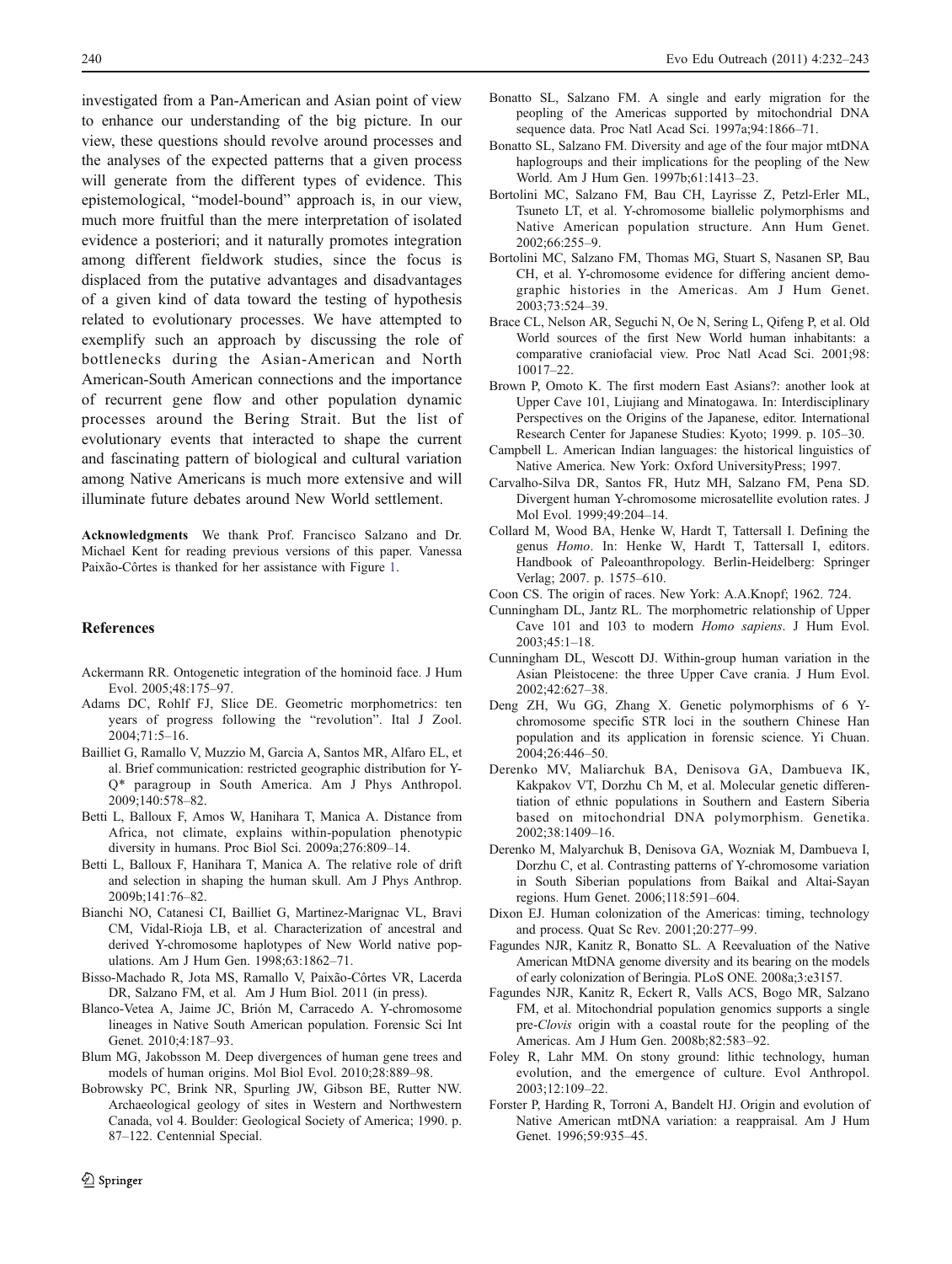investigated from a Pan-American and Asian point of view to enhance our understanding of the big picture. In our view, these questions should revolve around processes and the analyses of the expected patterns that a given process will generate from the different types of evidence. This epistemological, "model-bound" approach is, in our view, much more fruitful than the mere interpretation of isolated evidence a posteriori; and it naturally promotes integration among different fieldwork studies, since the focus is displaced from the putative advantages and disadvantages of a given kind of data toward the testing of hypothesis related to evolutionary processes. We have attempted to exemplify such an approach by discussing the role of bottlenecks during the Asian-American and North American-South American connections and the importance of recurrent gene flow and other population dynamic processes around the Bering Strait. But the list of evolutionary events that interacted to shape the current and fascinating pattern of biological and cultural variation among Native Americans is much more extensive and will illuminate future debates around New World settlement.

**Acknowledgments** We thank Prof. Francisco Salzano and Dr. Michael Kent for reading previous versions of this paper. Vanessa Paixão-Côrtes is thanked for her assistance with Figure 1.

## References

Ackermann RR. Ontogenetic integration of the hominoid face. J Hum Evol. 2005;48:175–97.

Adams DC, Rohlf FJ, Slice DE. Geometric morphometrics: ten years of progress following the "revolution". Ital J Zool. 2004;71:5–16.

Bailliet G, Ramallo V, Muzzio M, Garcia A, Santos MR, Alfaro EL, et al. Brief communication: restricted geographic distribution for Y-Q* paragroup in South America. Am J Phys Anthropol. 2009;140:578–82.

Betti L, Balloux F, Amos W, Hanihara T, Manica A. Distance from Africa, not climate, explains within-population phenotypic diversity in humans. Proc Biol Sci. 2009a;276:809–14.

Betti L, Balloux F, Hanihara T, Manica A. The relative role of drift and selection in shaping the human skull. Am J Phys Anthrop. 2009b;141:76–82.

Bianchi NO, Catanesi CI, Bailliet G, Martinez-Marignac VL, Bravi CM, Vidal-Rioja LB, et al. Characterization of ancestral and derived Y-chromosome haplotypes of New World native populations. Am J Hum Gen. 1998;63:1862–71.

Bisso-Machado R, Jota MS, Ramallo V, Paixão-Côrtes VR, Lacerda DR, Salzano FM, et al. Am J Hum Biol. 2011 (in press).

Blanco-Vetea A, Jaime JC, Brión M, Carracedo A. Y-chromosome lineages in Native South American population. Forensic Sci Int Genet. 2010;4:187–93.

Blum MG, Jakobsson M. Deep divergences of human gene trees and models of human origins. Mol Biol Evol. 2010;28:889–98.

Bobrowsky PC, Brink NR, Spurling JW, Gibson BE, Rutter NW. Archaeological geology of sites in Western and Northwestern Canada, vol 4. Boulder: Geological Society of America; 1990. p. 87–122. Centennial Special.

Bonatto SL, Salzano FM. A single and early migration for the peopling of the Americas supported by mitochondrial DNA sequence data. Proc Natl Acad Sci. 1997a;94:1866–71.

Bonatto SL, Salzano FM. Diversity and age of the four major mtDNA haplogroups and their implications for the peopling of the New World. Am J Hum Gen. 1997b;61:1413–23.

Bortolini MC, Salzano FM, Bau CH, Layrisse Z, Petzl-Erler ML, Tsuneto LT, et al. Y-chromosome biallelic polymorphisms and Native American population structure. Ann Hum Genet. 2002;66:255–9.

Bortolini MC, Salzano FM, Thomas MG, Stuart S, Nasanen SP, Bau CH, et al. Y-chromosome evidence for differing ancient demographic histories in the Americas. Am J Hum Genet. 2003;73:524–39.

Brace CL, Nelson AR, Seguchi N, Oe N, Sering L, Qifeng P, et al. Old World sources of the first New World human inhabitants: a comparative craniofacial view. Proc Natl Acad Sci. 2001;98:10017–22.

Brown P, Omoto K. The first modern East Asians?: another look at Upper Cave 101, Liujiang and Minatogawa. In: Interdisciplinary Perspectives on the Origins of the Japanese, editor. International Research Center for Japanese Studies: Kyoto; 1999. p. 105–30.

Campbell L. American Indian languages: the historical linguistics of Native America. New York: Oxford UniversityPress; 1997.

Carvalho-Silva DR, Santos FR, Hutz MH, Salzano FM, Pena SD. Divergent human Y-chromosome microsatellite evolution rates. J Mol Evol. 1999;49:204–14.

Collard M, Wood BA, Henke W, Hardt T, Tattersall I. Defining the genus *Homo*. In: Henke W, Hardt T, Tattersall I, editors. Handbook of Paleoanthropology. Berlin-Heidelberg: Springer Verlag; 2007. p. 1575–610.

Coon CS. The origin of races. New York: A.A.Knopf; 1962. 724.

Cunningham DL, Jantz RL. The morphometric relationship of Upper Cave 101 and 103 to modern *Homo sapiens*. J Hum Evol. 2003;45:1–18.

Cunningham DL, Wescott DJ. Within-group human variation in the Asian Pleistocene: the three Upper Cave crania. J Hum Evol. 2002;42:627–38.

Deng ZH, Wu GG, Zhang X. Genetic polymorphisms of 6 Y-chromosome specific STR loci in the southern Chinese Han population and its application in forensic science. Yi Chuan. 2004;26:446–50.

Derenko MV, Maliarchuk BA, Denisova GA, Dambueva IK, Kakpakov VT, Dorzhu Ch M, et al. Molecular genetic differentiation of ethnic populations in Southern and Eastern Siberia based on mitochondrial DNA polymorphism. Genetika. 2002;38:1409–16.

Derenko M, Malyarchuk B, Denisova GA, Wozniak M, Dambueva I, Dorzhu C, et al. Contrasting patterns of Y-chromosome variation in South Siberian populations from Baikal and Altai-Sayan regions. Hum Genet. 2006;118:591–604.

Dixon EJ. Human colonization of the Americas: timing, technology and process. Quat Sc Rev. 2001;20:277–99.

Fagundes NJR, Kanitz R, Bonatto SL. A Reevaluation of the Native American MtDNA genome diversity and its bearing on the models of early colonization of Beringia. PLoS ONE. 2008a;3:e3157.

Fagundes NJR, Kanitz R, Eckert R, Valls ACS, Bogo MR, Salzano FM, et al. Mitochondrial population genomics supports a single pre-*Clovis* origin with a coastal route for the peopling of the Americas. Am J Hum Gen. 2008b;82:583–92.

Foley R, Lahr MM. On stony ground: lithic technology, human evolution, and the emergence of culture. Evol Anthropol. 2003;12:109–22.

Forster P, Harding R, Torroni A, Bandelt HJ. Origin and evolution of Native American mtDNA variation: a reappraisal. Am J Hum Genet. 1996;59:935–45.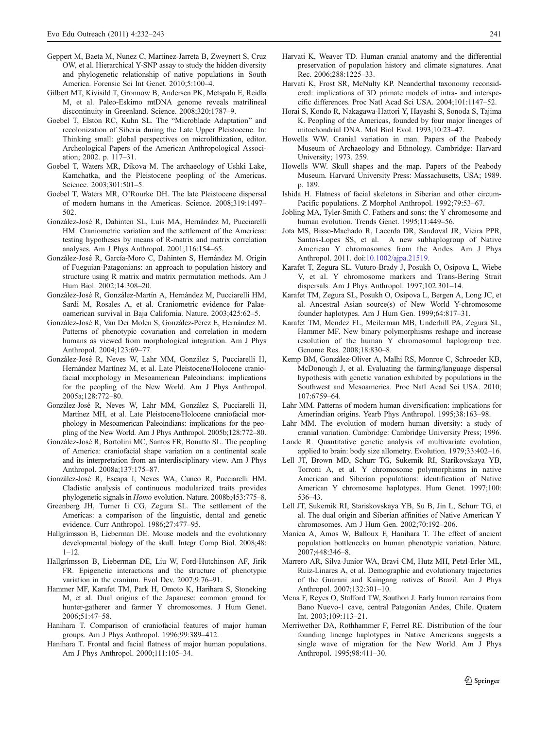Geppert M, Baeta M, Nunez C, Martinez-Jarreta B, Zweynert S, Cruz OW, et al. Hierarchical Y-SNP assay to study the hidden diversity and phylogenetic relationship of native populations in South America. Forensic Sci Int Genet. 2010;5:100–4.

Gilbert MT, Kivisild T, Gronnow B, Andersen PK, Metspalu E, Reidla M, et al. Paleo-Eskimo mtDNA genome reveals matrilineal discontinuity in Greenland. Science. 2008;320:1787–9.

Goebel T, Elston RC, Kuhn SL. The "Microblade Adaptation" and recolonization of Siberia during the Late Upper Pleistocene. In: Thinking small: global perspectives on microlithization, editor. Archeological Papers of the American Anthropological Association; 2002. p. 117–31.

Goebel T, Waters MR, Dikova M. The archaeology of Ushki Lake, Kamchatka, and the Pleistocene peopling of the Americas. Science. 2003;301:501–5.

Goebel T, Waters MR, O'Rourke DH. The late Pleistocene dispersal of modern humans in the Americas. Science. 2008;319:1497–502.

González-José R, Dahinten SL, Luis MA, Hernández M, Pucciarelli HM. Craniometric variation and the settlement of the Americas: testing hypotheses by means of R-matrix and matrix correlation analyses. Am J Phys Anthropol. 2001;116:154–65.

González-José R, García-Moro C, Dahinten S, Hernández M. Origin of Fueguian-Patagonians: an approach to population history and structure using R matrix and matrix permutation methods. Am J Hum Biol. 2002;14:308–20.

González-José R, González-Martín A, Hernández M, Pucciarelli HM, Sardi M, Rosales A, et al. Craniometric evidence for Palaeoamerican survival in Baja California. Nature. 2003;425:62–5.

González-José R, Van Der Molen S, González-Pérez E, Hernández M. Patterns of phenotypic covariation and correlation in modern humans as viewed from morphological integration. Am J Phys Anthropol. 2004;123:69–77.

González-José R, Neves W, Lahr MM, González S, Pucciarelli H, Hernández Martínez M, et al. Late Pleistocene/Holocene craniofacial morphology in Mesoamerican Paleoindians: implications for the peopling of the New World. Am J Phys Anthropol. 2005a;128:772–80.

González-José R, Neves W, Lahr MM, González S, Pucciarelli H, Martínez MH, et al. Late Pleistocene/Holocene craniofacial morphology in Mesoamerican Paleoindians: implications for the peopling of the New World. Am J Phys Anthropol. 2005b;128:772–80.

González-José R, Bortolini MC, Santos FR, Bonatto SL. The peopling of America: craniofacial shape variation on a continental scale and its interpretation from an interdisciplinary view. Am J Phys Anthropol. 2008a;137:175–87.

González-José R, Escapa I, Neves WA, Cuneo R, Pucciarelli HM. Cladistic analysis of continuous modularized traits provides phylogenetic signals in *Homo* evolution. Nature. 2008b;453:775–8.

Greenberg JH, Turner Ii CG, Zegura SL. The settlement of the Americas: a comparison of the linguistic, dental and genetic evidence. Curr Anthropol. 1986;27:477–95.

Hallgrímsson B, Lieberman DE. Mouse models and the evolutionary developmental biology of the skull. Integr Comp Biol. 2008;48:1–12.

Hallgrímsson B, Lieberman DE, Liu W, Ford-Hutchinson AF, Jirik FR. Epigenetic interactions and the structure of phenotypic variation in the cranium. Evol Dev. 2007;9:76–91.

Hammer MF, Karafet TM, Park H, Omoto K, Harihara S, Stoneking M, et al. Dual origins of the Japanese: common ground for hunter-gatherer and farmer Y chromosomes. J Hum Genet. 2006;51:47–58.

Hanihara T. Comparison of craniofacial features of major human groups. Am J Phys Anthropol. 1996;99:389–412.

Hanihara T. Frontal and facial flatness of major human populations. Am J Phys Anthropol. 2000;111:105–34.

Harvati K, Weaver TD. Human cranial anatomy and the differential preservation of population history and climate signatures. Anat Rec. 2006;288:1225–33.

Harvati K, Frost SR, McNulty KP. Neanderthal taxonomy reconsidered: implications of 3D primate models of intra- and interspecific differences. Proc Natl Acad Sci USA. 2004;101:1147–52.

Horai S, Kondo R, Nakagawa-Hattori Y, Hayashi S, Sonoda S, Tajima K. Peopling of the Americas, founded by four major lineages of mitochondrial DNA. Mol Biol Evol. 1993;10:23–47.

Howells WW. Cranial variation in man. Papers of the Peabody Museum of Archaeology and Ethnology. Cambridge: Harvard University; 1973. 259.

Howells WW. Skull shapes and the map. Papers of the Peabody Museum. Harvard University Press: Massachusetts, USA; 1989. p. 189.

Ishida H. Flatness of facial skeletons in Siberian and other circum-Pacific populations. Z Morphol Anthropol. 1992;79:53–67.

Jobling MA, Tyler-Smith C. Fathers and sons: the Y chromosome and human evolution. Trends Genet. 1995;11:449–56.

Jota MS, Bisso-Machado R, Lacerda DR, Sandoval JR, Vieira PPR, Santos-Lopes SS, et al. A new subhaplogroup of Native American Y chromosomes from the Andes. Am J Phys Anthropol. 2011. doi:10.1002/ajpa.21519.

Karafet T, Zegura SL, Vuturo-Brady J, Posukh O, Osipova L, Wiebe V, et al. Y chromosome markers and Trans-Bering Strait dispersals. Am J Phys Anthropol. 1997;102:301–14.

Karafet TM, Zegura SL, Posukh O, Osipova L, Bergen A, Long JC, et al. Ancestral Asian source(s) of New World Y-chromosome founder haplotypes. Am J Hum Gen. 1999;64:817–31.

Karafet TM, Mendez FL, Meilerman MB, Underhill PA, Zegura SL, Hammer MF. New binary polymorphisms reshape and increase resolution of the human Y chromosomal haplogroup tree. Genome Res. 2008;18:830–8.

Kemp BM, González-Oliver A, Malhi RS, Monroe C, Schroeder KB, McDonough J, et al. Evaluating the farming/language dispersal hypothesis with genetic variation exhibited by populations in the Southwest and Mesoamerica. Proc Natl Acad Sci USA. 2010;107:6759–64.

Lahr MM. Patterns of modern human diversification: implications for Amerindian origins. Yearb Phys Anthropol. 1995;38:163–98.

Lahr MM. The evolution of modern human diversity: a study of cranial variation. Cambridge: Cambridge University Press; 1996.

Lande R. Quantitative genetic analysis of multivariate evolution, applied to brain: body size allometry. Evolution. 1979;33:402–16.

Lell JT, Brown MD, Schurr TG, Sukernik RI, Starikovskaya YB, Torroni A, et al. Y chromosome polymorphisms in native American and Siberian populations: identification of Native American Y chromosome haplotypes. Hum Genet. 1997;100:536–43.

Lell JT, Sukernik RI, Stariskovskaya YB, Su B, Jin L, Schurr TG, et al. The dual origin and Siberian affinities of Native American Y chromosomes. Am J Hum Gen. 2002;70:192–206.

Manica A, Amos W, Balloux F, Hanihara T. The effect of ancient population bottlenecks on human phenotypic variation. Nature. 2007;448:346–8.

Marrero AR, Silva-Junior WA, Bravi CM, Hutz MH, Petzl-Erler ML, Ruiz-Linares A, et al. Demographic and evolutionary trajectories of the Guarani and Kaingang natives of Brazil. Am J Phys Anthropol. 2007;132:301–10.

Mena F, Reyes O, Stafford TW, Southon J. Early human remains from Bano Nuevo-1 cave, central Patagonian Andes, Chile. Quatern Int. 2003;109:113–21.

Merriwether DA, Rothhammer F, Ferrel RE. Distribution of the four founding lineage haplotypes in Native Americans suggests a single wave of migration for the New World. Am J Phys Anthropol. 1995;98:411–30.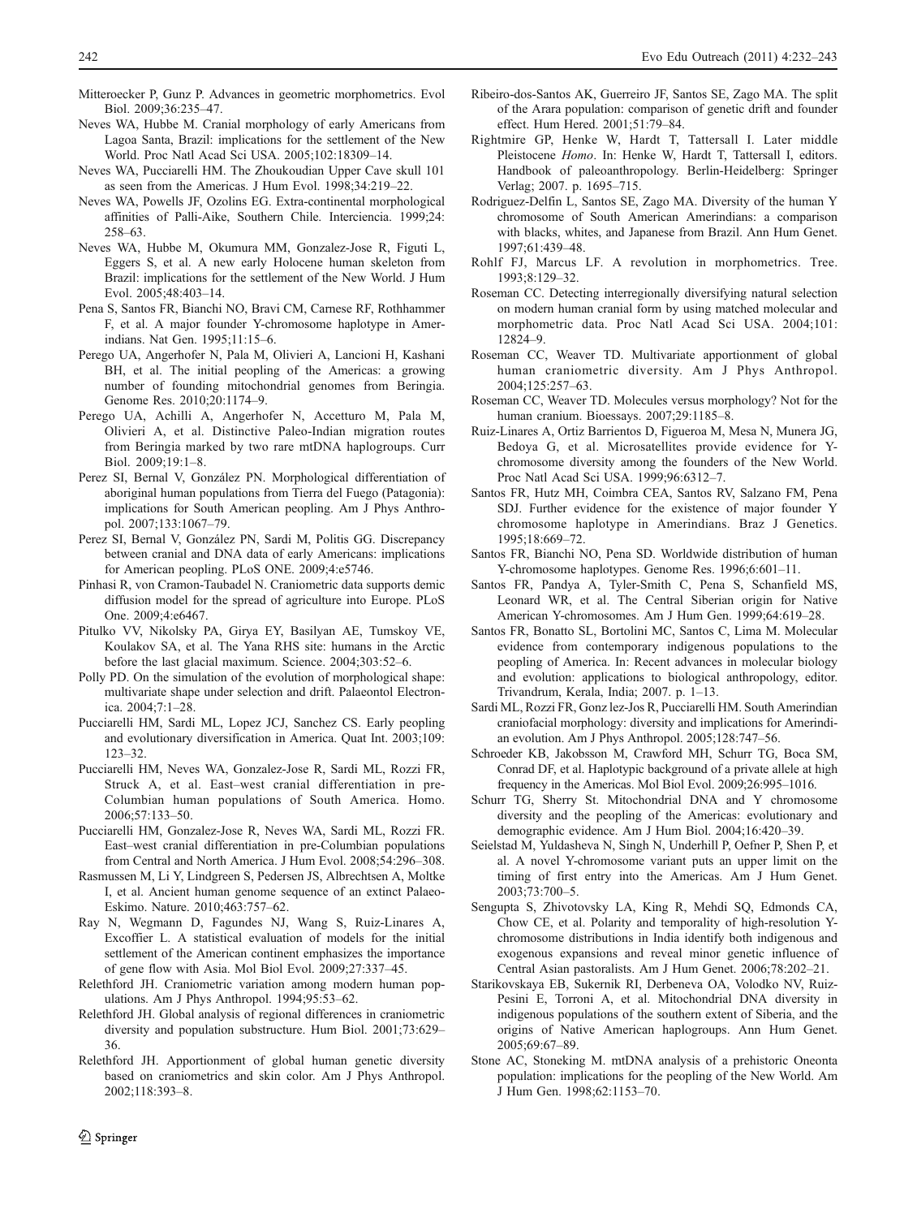Mitteroecker P, Gunz P. Advances in geometric morphometrics. Evol Biol. 2009;36:235–47.

Neves WA, Hubbe M. Cranial morphology of early Americans from Lagoa Santa, Brazil: implications for the settlement of the New World. Proc Natl Acad Sci USA. 2005;102:18309–14.

Neves WA, Pucciarelli HM. The Zhoukoudian Upper Cave skull 101 as seen from the Americas. J Hum Evol. 1998;34:219–22.

Neves WA, Powells JF, Ozolins EG. Extra-continental morphological affinities of Palli-Aike, Southern Chile. Interciencia. 1999;24: 258–63.

Neves WA, Hubbe M, Okumura MM, Gonzalez-Jose R, Figuti L, Eggers S, et al. A new early Holocene human skeleton from Brazil: implications for the settlement of the New World. J Hum Evol. 2005;48:403–14.

Pena S, Santos FR, Bianchi NO, Bravi CM, Carnese RF, Rothhammer F, et al. A major founder Y-chromosome haplotype in Amerindians. Nat Gen. 1995;11:15–6.

Perego UA, Angerhofer N, Pala M, Olivieri A, Lancioni H, Kashani BH, et al. The initial peopling of the Americas: a growing number of founding mitochondrial genomes from Beringia. Genome Res. 2010;20:1174–9.

Perego UA, Achilli A, Angerhofer N, Accetturo M, Pala M, Olivieri A, et al. Distinctive Paleo-Indian migration routes from Beringia marked by two rare mtDNA haplogroups. Curr Biol. 2009;19:1–8.

Perez SI, Bernal V, González PN. Morphological differentiation of aboriginal human populations from Tierra del Fuego (Patagonia): implications for South American peopling. Am J Phys Anthropol. 2007;133:1067–79.

Perez SI, Bernal V, González PN, Sardi M, Politis GG. Discrepancy between cranial and DNA data of early Americans: implications for American peopling. PLoS ONE. 2009;4:e5746.

Pinhasi R, von Cramon-Taubadel N. Craniometric data supports demic diffusion model for the spread of agriculture into Europe. PLoS One. 2009;4:e6467.

Pitulko VV, Nikolsky PA, Girya EY, Basilyan AE, Tumskoy VE, Koulakov SA, et al. The Yana RHS site: humans in the Arctic before the last glacial maximum. Science. 2004;303:52–6.

Polly PD. On the simulation of the evolution of morphological shape: multivariate shape under selection and drift. Palaeontol Electronica. 2004;7:1–28.

Pucciarelli HM, Sardi ML, Lopez JCJ, Sanchez CS. Early peopling and evolutionary diversification in America. Quat Int. 2003;109: 123–32.

Pucciarelli HM, Neves WA, Gonzalez-Jose R, Sardi ML, Rozzi FR, Struck A, et al. East–west cranial differentiation in pre-Columbian human populations of South America. Homo. 2006;57:133–50.

Pucciarelli HM, Gonzalez-Jose R, Neves WA, Sardi ML, Rozzi FR. East–west cranial differentiation in pre-Columbian populations from Central and North America. J Hum Evol. 2008;54:296–308.

Rasmussen M, Li Y, Lindgreen S, Pedersen JS, Albrechtsen A, Moltke I, et al. Ancient human genome sequence of an extinct Palaeo-Eskimo. Nature. 2010;463:757–62.

Ray N, Wegmann D, Fagundes NJ, Wang S, Ruiz-Linares A, Excoffier L. A statistical evaluation of models for the initial settlement of the American continent emphasizes the importance of gene flow with Asia. Mol Biol Evol. 2009;27:337–45.

Relethford JH. Craniometric variation among modern human populations. Am J Phys Anthropol. 1994;95:53–62.

Relethford JH. Global analysis of regional differences in craniometric diversity and population substructure. Hum Biol. 2001;73:629–36.

Relethford JH. Apportionment of global human genetic diversity based on craniometrics and skin color. Am J Phys Anthropol. 2002;118:393–8.

Ribeiro-dos-Santos AK, Guerreiro JF, Santos SE, Zago MA. The split of the Arara population: comparison of genetic drift and founder effect. Hum Hered. 2001;51:79–84.

Rightmire GP, Henke W, Hardt T, Tattersall I. Later middle Pleistocene *Homo*. In: Henke W, Hardt T, Tattersall I, editors. Handbook of paleoanthropology. Berlin-Heidelberg: Springer Verlag; 2007. p. 1695–715.

Rodriguez-Delfin L, Santos SE, Zago MA. Diversity of the human Y chromosome of South American Amerindians: a comparison with blacks, whites, and Japanese from Brazil. Ann Hum Genet. 1997;61:439–48.

Rohlf FJ, Marcus LF. A revolution in morphometrics. Tree. 1993;8:129–32.

Roseman CC. Detecting interregionally diversifying natural selection on modern human cranial form by using matched molecular and morphometric data. Proc Natl Acad Sci USA. 2004;101: 12824–9.

Roseman CC, Weaver TD. Multivariate apportionment of global human craniometric diversity. Am J Phys Anthropol. 2004;125:257–63.

Roseman CC, Weaver TD. Molecules versus morphology? Not for the human cranium. Bioessays. 2007;29:1185–8.

Ruiz-Linares A, Ortiz Barrientos D, Figueroa M, Mesa N, Munera JG, Bedoya G, et al. Microsatellites provide evidence for Y-chromosome diversity among the founders of the New World. Proc Natl Acad Sci USA. 1999;96:6312–7.

Santos FR, Hutz MH, Coimbra CEA, Santos RV, Salzano FM, Pena SDJ. Further evidence for the existence of major founder Y chromosome haplotype in Amerindians. Braz J Genetics. 1995;18:669–72.

Santos FR, Bianchi NO, Pena SD. Worldwide distribution of human Y-chromosome haplotypes. Genome Res. 1996;6:601–11.

Santos FR, Pandya A, Tyler-Smith C, Pena S, Schanfield MS, Leonard WR, et al. The Central Siberian origin for Native American Y-chromosomes. Am J Hum Gen. 1999;64:619–28.

Santos FR, Bonatto SL, Bortolini MC, Santos C, Lima M. Molecular evidence from contemporary indigenous populations to the peopling of America. In: Recent advances in molecular biology and evolution: applications to biological anthropology, editor. Trivandrum, Kerala, India; 2007. p. 1–13.

Sardi ML, Rozzi FR, Gonz lez-Jos R, Pucciarelli HM. South Amerindian craniofacial morphology: diversity and implications for Amerindian evolution. Am J Phys Anthropol. 2005;128:747–56.

Schroeder KB, Jakobsson M, Crawford MH, Schurr TG, Boca SM, Conrad DF, et al. Haplotypic background of a private allele at high frequency in the Americas. Mol Biol Evol. 2009;26:995–1016.

Schurr TG, Sherry St. Mitochondrial DNA and Y chromosome diversity and the peopling of the Americas: evolutionary and demographic evidence. Am J Hum Biol. 2004;16:420–39.

Seielstad M, Yuldasheva N, Singh N, Underhill P, Oefner P, Shen P, et al. A novel Y-chromosome variant puts an upper limit on the timing of first entry into the Americas. Am J Hum Genet. 2003;73:700–5.

Sengupta S, Zhivotovsky LA, King R, Mehdi SQ, Edmonds CA, Chow CE, et al. Polarity and temporality of high-resolution Y-chromosome distributions in India identify both indigenous and exogenous expansions and reveal minor genetic influence of Central Asian pastoralists. Am J Hum Genet. 2006;78:202–21.

Starikovskaya EB, Sukernik RI, Derbeneva OA, Volodko NV, Ruiz-Pesini E, Torroni A, et al. Mitochondrial DNA diversity in indigenous populations of the southern extent of Siberia, and the origins of Native American haplogroups. Ann Hum Genet. 2005;69:67–89.

Stone AC, Stoneking M. mtDNA analysis of a prehistoric Oneonta population: implications for the peopling of the New World. Am J Hum Gen. 1998;62:1153–70.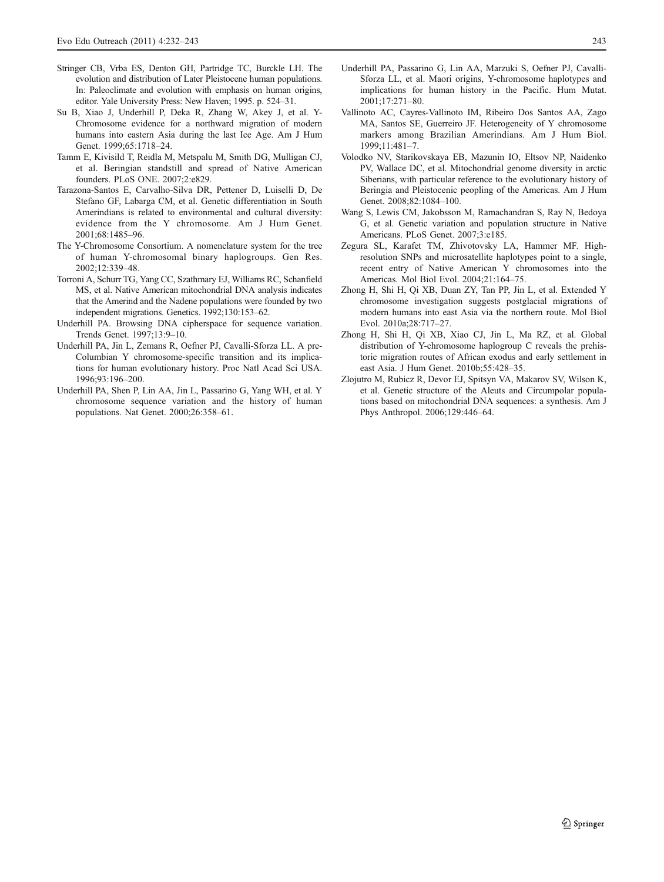Stringer CB, Vrba ES, Denton GH, Partridge TC, Burckle LH. The evolution and distribution of Later Pleistocene human populations. In: Paleoclimate and evolution with emphasis on human origins, editor. Yale University Press: New Haven; 1995. p. 524–31.

Su B, Xiao J, Underhill P, Deka R, Zhang W, Akey J, et al. Y-Chromosome evidence for a northward migration of modern humans into eastern Asia during the last Ice Age. Am J Hum Genet. 1999;65:1718–24.

Tamm E, Kivisild T, Reidla M, Metspalu M, Smith DG, Mulligan CJ, et al. Beringian standstill and spread of Native American founders. PLoS ONE. 2007;2:e829.

Tarazona-Santos E, Carvalho-Silva DR, Pettener D, Luiselli D, De Stefano GF, Labarga CM, et al. Genetic differentiation in South Amerindians is related to environmental and cultural diversity: evidence from the Y chromosome. Am J Hum Genet. 2001;68:1485–96.

The Y-Chromosome Consortium. A nomenclature system for the tree of human Y-chromosomal binary haplogroups. Gen Res. 2002;12:339–48.

Torroni A, Schurr TG, Yang CC, Szathmary EJ, Williams RC, Schanfield MS, et al. Native American mitochondrial DNA analysis indicates that the Amerind and the Nadene populations were founded by two independent migrations. Genetics. 1992;130:153–62.

Underhill PA. Browsing DNA cipherspace for sequence variation. Trends Genet. 1997;13:9–10.

Underhill PA, Jin L, Zemans R, Oefner PJ, Cavalli-Sforza LL. A pre-Columbian Y chromosome-specific transition and its implications for human evolutionary history. Proc Natl Acad Sci USA. 1996;93:196–200.

Underhill PA, Shen P, Lin AA, Jin L, Passarino G, Yang WH, et al. Y chromosome sequence variation and the history of human populations. Nat Genet. 2000;26:358–61.

Underhill PA, Passarino G, Lin AA, Marzuki S, Oefner PJ, Cavalli-Sforza LL, et al. Maori origins, Y-chromosome haplotypes and implications for human history in the Pacific. Hum Mutat. 2001;17:271–80.

Vallinoto AC, Cayres-Vallinoto IM, Ribeiro Dos Santos AA, Zago MA, Santos SE, Guerreiro JF. Heterogeneity of Y chromosome markers among Brazilian Amerindians. Am J Hum Biol. 1999;11:481–7.

Volodko NV, Starikovskaya EB, Mazunin IO, Eltsov NP, Naidenko PV, Wallace DC, et al. Mitochondrial genome diversity in arctic Siberians, with particular reference to the evolutionary history of Beringia and Pleistocenic peopling of the Americas. Am J Hum Genet. 2008;82:1084–100.

Wang S, Lewis CM, Jakobsson M, Ramachandran S, Ray N, Bedoya G, et al. Genetic variation and population structure in Native Americans. PLoS Genet. 2007;3:e185.

Zegura SL, Karafet TM, Zhivotovsky LA, Hammer MF. High-resolution SNPs and microsatellite haplotypes point to a single, recent entry of Native American Y chromosomes into the Americas. Mol Biol Evol. 2004;21:164–75.

Zhong H, Shi H, Qi XB, Duan ZY, Tan PP, Jin L, et al. Extended Y chromosome investigation suggests postglacial migrations of modern humans into east Asia via the northern route. Mol Biol Evol. 2010a;28:717–27.

Zhong H, Shi H, Qi XB, Xiao CJ, Jin L, Ma RZ, et al. Global distribution of Y-chromosome haplogroup C reveals the prehistoric migration routes of African exodus and early settlement in east Asia. J Hum Genet. 2010b;55:428–35.

Zlojutro M, Rubicz R, Devor EJ, Spitsyn VA, Makarov SV, Wilson K, et al. Genetic structure of the Aleuts and Circumpolar populations based on mitochondrial DNA sequences: a synthesis. Am J Phys Anthropol. 2006;129:446–64.